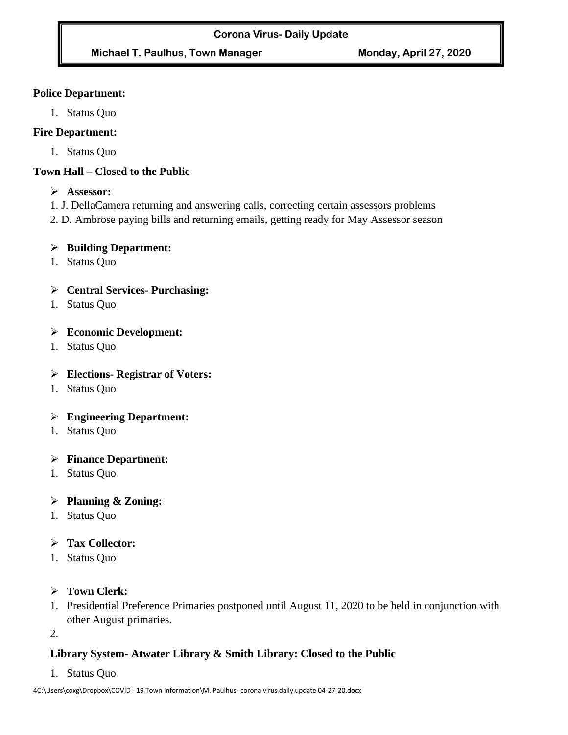**Corona Virus- Daily Update**

**Michael T. Paulhus, Town Manager** **Monday, April 27, 2020**

**Police Department:**

1. Status Quo

**Fire Department:**

1. Status Quo

**Town Hall – Closed to the Public**

- **Assessor:**

1. J. DellaCamera returning and answering calls, correcting certain assessors problems
2. D. Ambrose paying bills and returning emails, getting ready for May Assessor season

- **Building Department:**

1. Status Quo

- **Central Services- Purchasing:**

1. Status Quo

- **Economic Development:**

1. Status Quo

- **Elections- Registrar of Voters:**

1. Status Quo

- **Engineering Department:**

1. Status Quo

- **Finance Department:**

1. Status Quo

- **Planning & Zoning:**

1. Status Quo

- **Tax Collector:**

1. Status Quo

- **Town Clerk:**

1. Presidential Preference Primaries postponed until August 11, 2020 to be held in conjunction with other August primaries.
2.

**Library System- Atwater Library & Smith Library: Closed to the Public**

1. Status Quo

4C:\Users\coxg\Dropbox\COVID - 19 Town Information\M. Paulhus- corona virus daily update 04-27-20.docx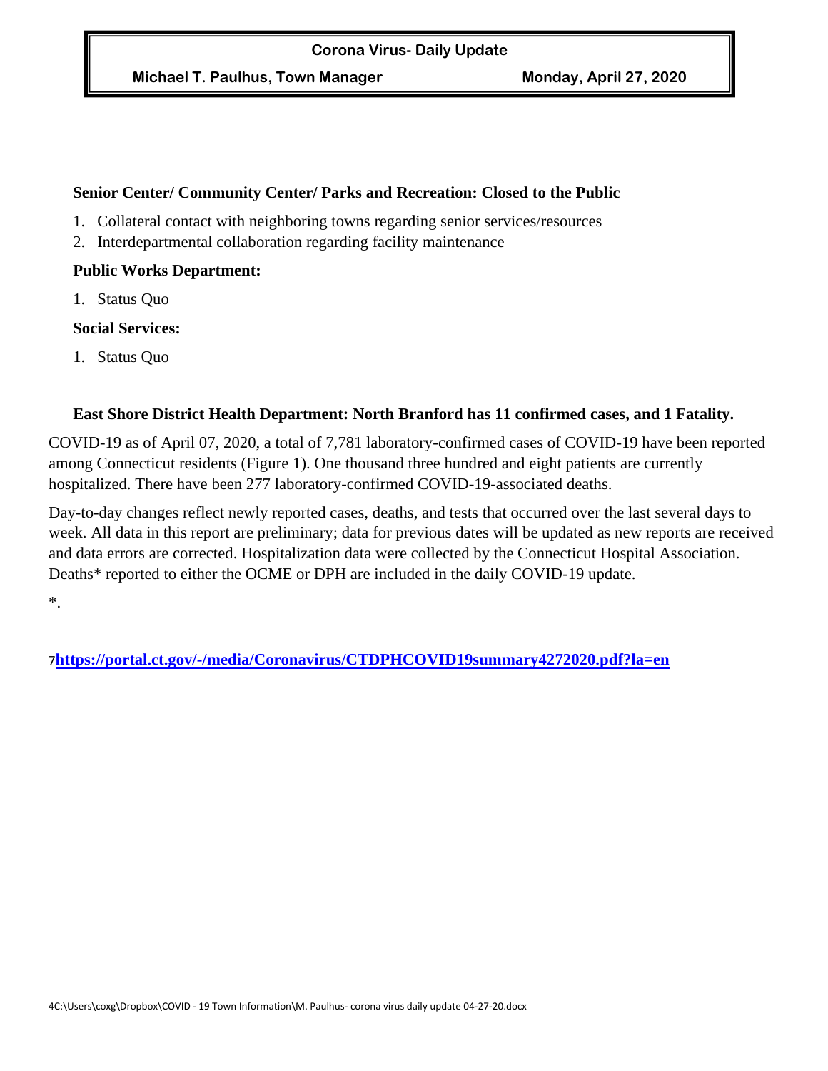**Corona Virus- Daily Update**

**Michael T. Paulhus, Town Manager** **Monday, April 27, 2020**

**Senior Center/ Community Center/ Parks and Recreation: Closed to the Public**

1. Collateral contact with neighboring towns regarding senior services/resources
2. Interdepartmental collaboration regarding facility maintenance

**Public Works Department:**

1. Status Quo

**Social Services:**

1. Status Quo

**East Shore District Health Department: North Branford has 11 confirmed cases, and 1 Fatality.**

COVID-19 as of April 07, 2020, a total of 7,781 laboratory-confirmed cases of COVID-19 have been reported among Connecticut residents (Figure 1). One thousand three hundred and eight patients are currently hospitalized. There have been 277 laboratory-confirmed COVID-19-associated deaths.

Day-to-day changes reflect newly reported cases, deaths, and tests that occurred over the last several days to week. All data in this report are preliminary; data for previous dates will be updated as new reports are received and data errors are corrected. Hospitalization data were collected by the Connecticut Hospital Association. Deaths* reported to either the OCME or DPH are included in the daily COVID-19 update.

*.

7**https://portal.ct.gov/-/media/Coronavirus/CTDPHCOVID19summary4272020.pdf?la=en**

4C:\Users\coxg\Dropbox\COVID - 19 Town Information\M. Paulhus- corona virus daily update 04-27-20.docx